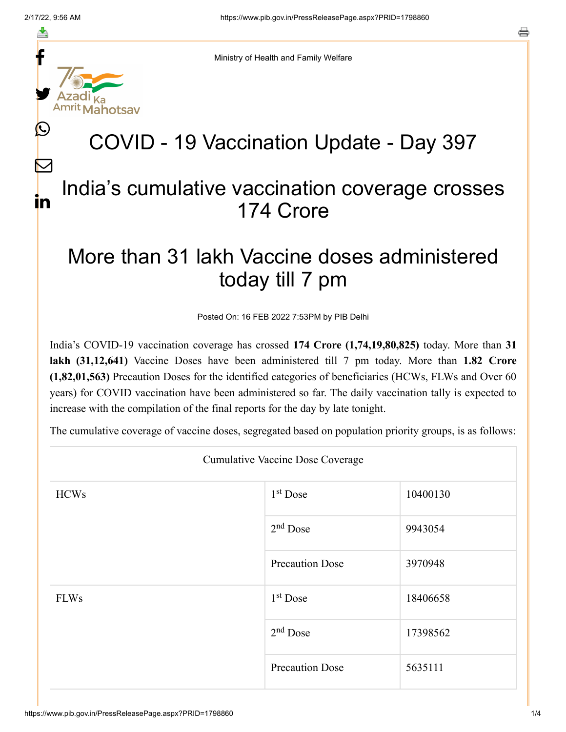Ministry of Health and Family Welfare

# COVID - 19 Vaccination Update - Day 397

## India's cumulative vaccination coverage crosses 174 Crore

## More than 31 lakh Vaccine doses administered today till 7 pm

Posted On: 16 FEB 2022 7:53PM by PIB Delhi

India's COVID-19 vaccination coverage has crossed **174 Crore (1,74,19,80,825)** today. More than **31 lakh (31,12,641)** Vaccine Doses have been administered till 7 pm today. More than **1.82 Crore (1,82,01,563)** Precaution Doses for the identified categories of beneficiaries (HCWs, FLWs and Over 60 years) for COVID vaccination have been administered so far. The daily vaccination tally is expected to increase with the compilation of the final reports for the day by late tonight.

The cumulative coverage of vaccine doses, segregated based on population priority groups, is as follows:

| Cumulative Vaccine Dose Coverage | | |
|---|---|---|
| HCWs | 1st Dose | 10400130 |
| | 2nd Dose | 9943054 |
| | Precaution Dose | 3970948 |
| FLWs | 1st Dose | 18406658 |
| | 2nd Dose | 17398562 |
| | Precaution Dose | 5635111 |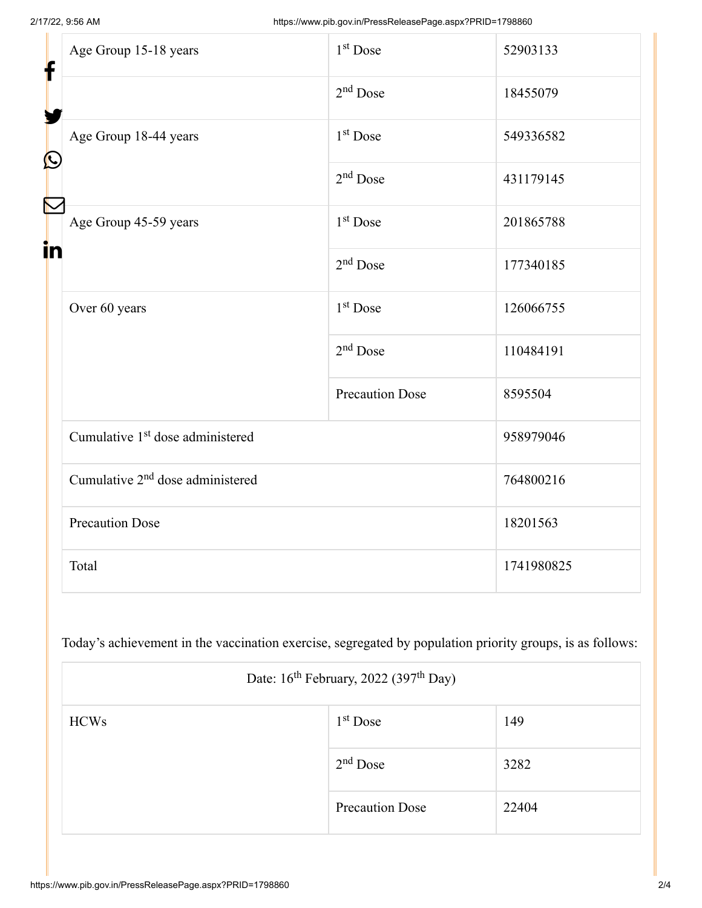| Age Group 15-18 years | 1st Dose | 52903133 |
| --- | --- | --- |
| | 2nd Dose | 18455079 |
| Age Group 18-44 years | 1st Dose | 549336582 |
| | 2nd Dose | 431179145 |
| Age Group 45-59 years | 1st Dose | 201865788 |
| | 2nd Dose | 177340185 |
| Over 60 years | 1st Dose | 126066755 |
| | 2nd Dose | 110484191 |
| | Precaution Dose | 8595504 |
| Cumulative 1st dose administered | | 958979046 |
| Cumulative 2nd dose administered | | 764800216 |
| Precaution Dose | | 18201563 |
| Total | | 1741980825 |

Today's achievement in the vaccination exercise, segregated by population priority groups, is as follows:

| Date: 16th February, 2022 (397th Day) | | |
| --- | --- | --- |
| HCWs | 1st Dose | 149 |
| | 2nd Dose | 3282 |
| | Precaution Dose | 22404 |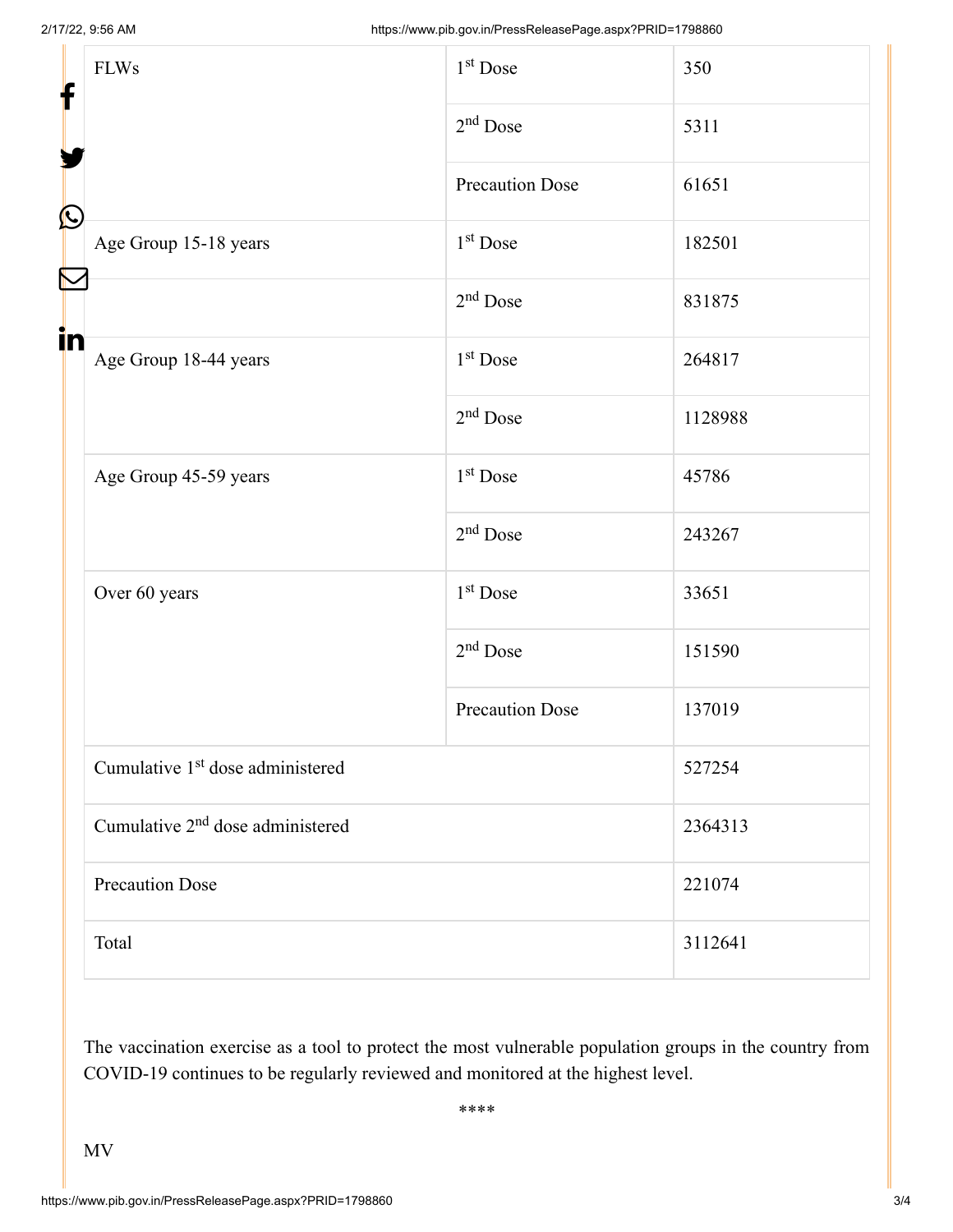| FLWs | 1st Dose | 350 |
| --- | --- | --- |
| | 2nd Dose | 5311 |
| | Precaution Dose | 61651 |
| Age Group 15-18 years | 1st Dose | 182501 |
| | 2nd Dose | 831875 |
| Age Group 18-44 years | 1st Dose | 264817 |
| | 2nd Dose | 1128988 |
| Age Group 45-59 years | 1st Dose | 45786 |
| | 2nd Dose | 243267 |
| Over 60 years | 1st Dose | 33651 |
| | 2nd Dose | 151590 |
| | Precaution Dose | 137019 |
| Cumulative 1st dose administered | | 527254 |
| Cumulative 2nd dose administered | | 2364313 |
| Precaution Dose | | 221074 |
| Total | | 3112641 |

The vaccination exercise as a tool to protect the most vulnerable population groups in the country from COVID-19 continues to be regularly reviewed and monitored at the highest level.

****

MV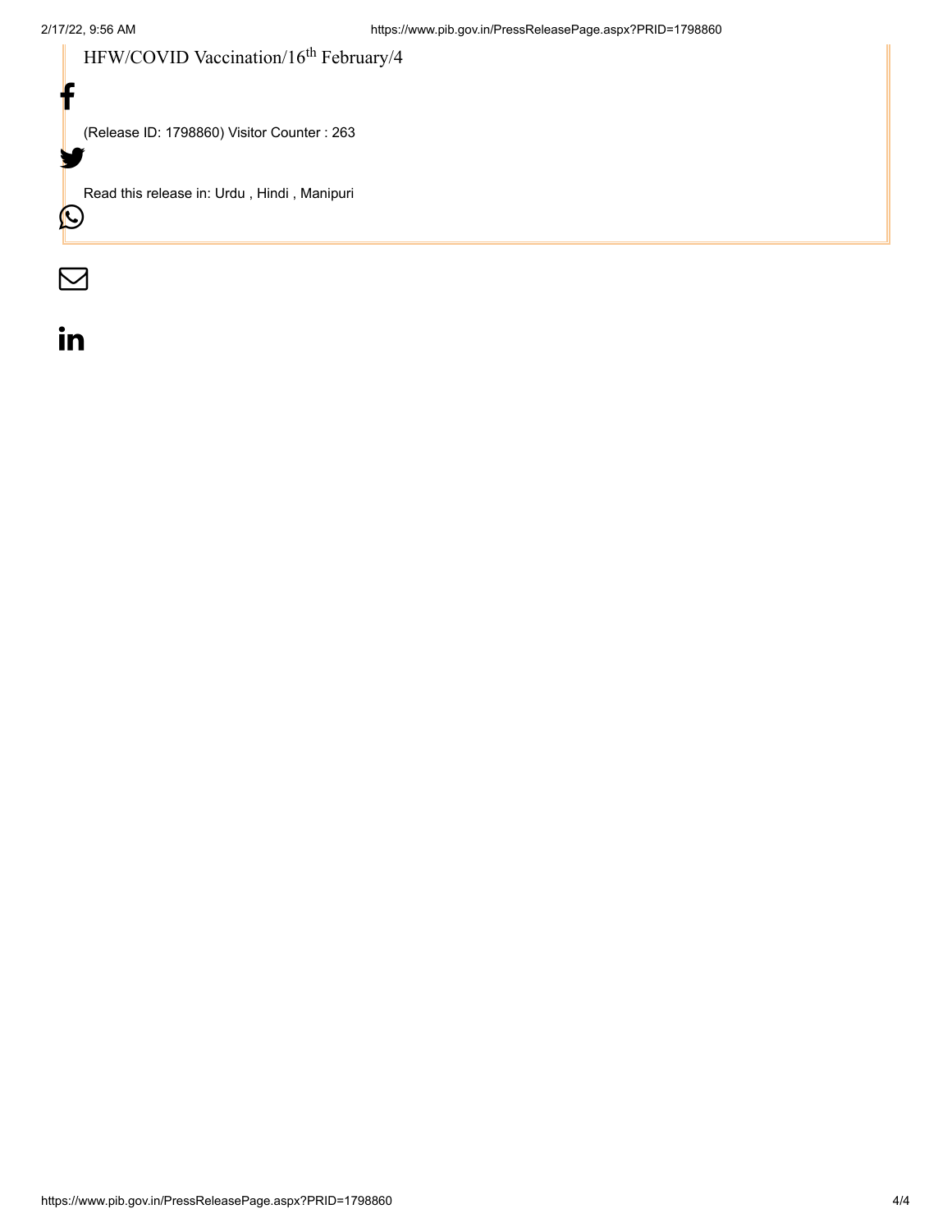HFW/COVID Vaccination/16th February/4

(Release ID: 1798860) Visitor Counter : 263

Read this release in: Urdu , Hindi , Manipuri